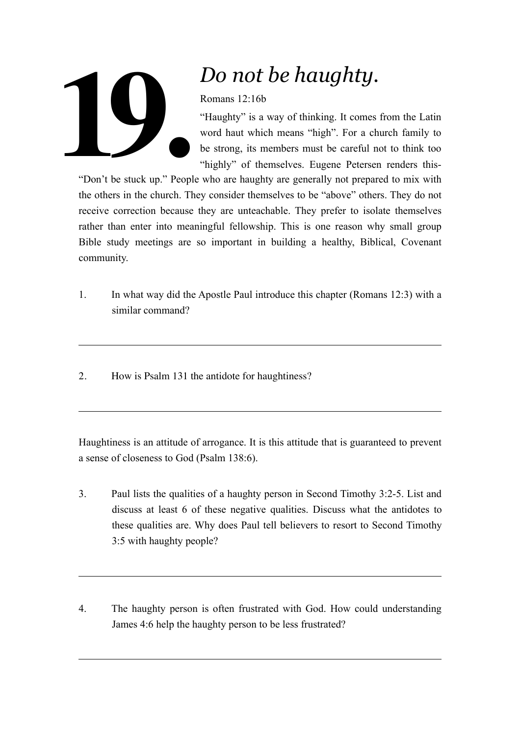# 19. *Do not be haughty.*

Romans 12:16b

"Haughty" is a way of thinking. It comes from the Latin word haut which means "high". For a church family to be strong, its members must be careful not to think too "highly" of themselves. Eugene Petersen renders this- "Don't be stuck up." People who are haughty are generally not prepared to mix with the others in the church. They consider themselves to be "above" others. They do not receive correction because they are unteachable. They prefer to isolate themselves rather than enter into meaningful fellowship. This is one reason why small group Bible study meetings are so important in building a healthy, Biblical, Covenant community.

1. In what way did the Apostle Paul introduce this chapter (Romans 12:3) with a similar command?

---

2. How is Psalm 131 the antidote for haughtiness?

---

Haughtiness is an attitude of arrogance. It is this attitude that is guaranteed to prevent a sense of closeness to God (Psalm 138:6).

3. Paul lists the qualities of a haughty person in Second Timothy 3:2-5. List and discuss at least 6 of these negative qualities. Discuss what the antidotes to these qualities are. Why does Paul tell believers to resort to Second Timothy 3:5 with haughty people?

---

4. The haughty person is often frustrated with God. How could understanding James 4:6 help the haughty person to be less frustrated?

---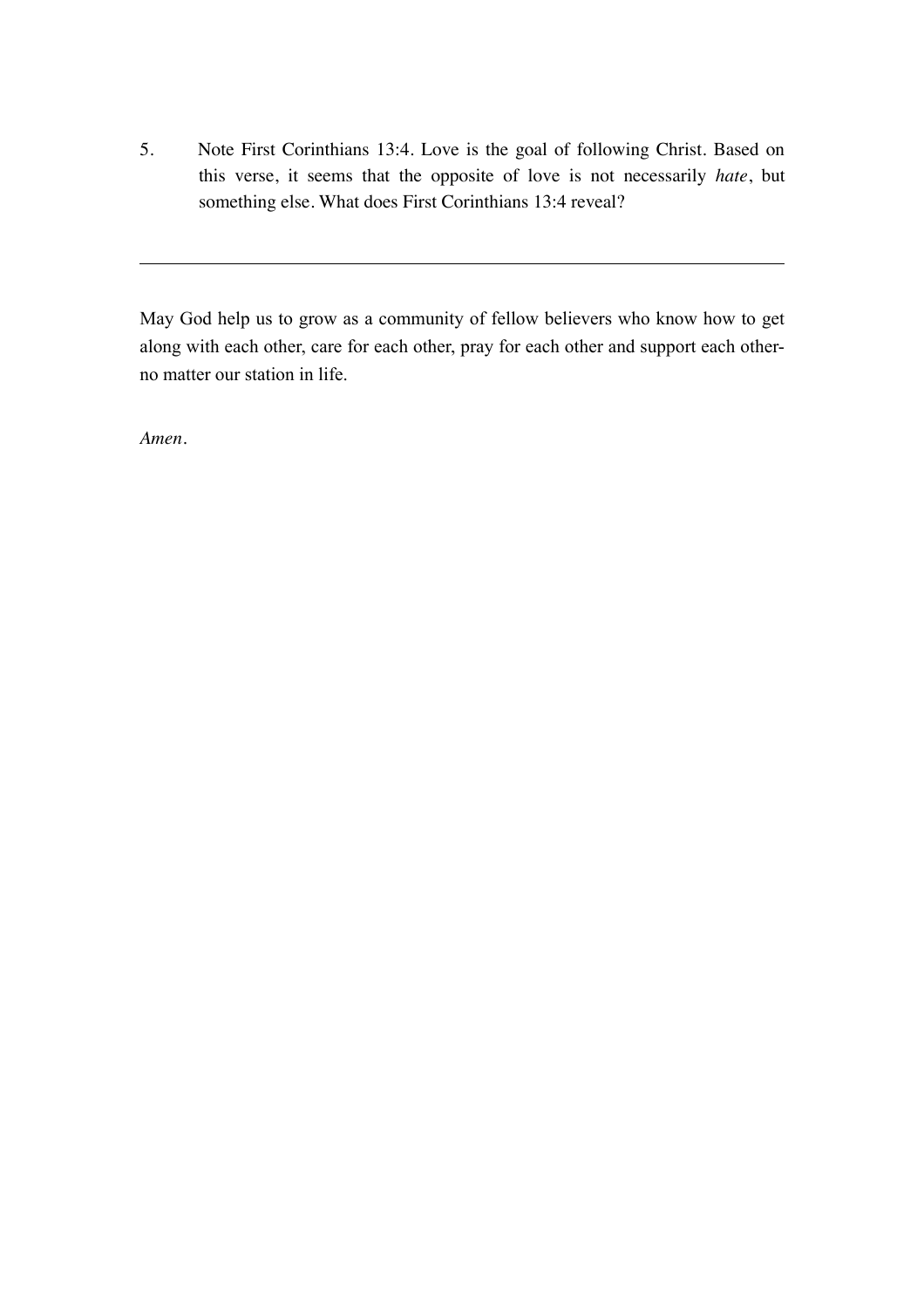5. Note First Corinthians 13:4. Love is the goal of following Christ. Based on this verse, it seems that the opposite of love is not necessarily *hate*, but something else. What does First Corinthians 13:4 reveal?

---

May God help us to grow as a community of fellow believers who know how to get along with each other, care for each other, pray for each other and support each other-no matter our station in life.

*Amen*.